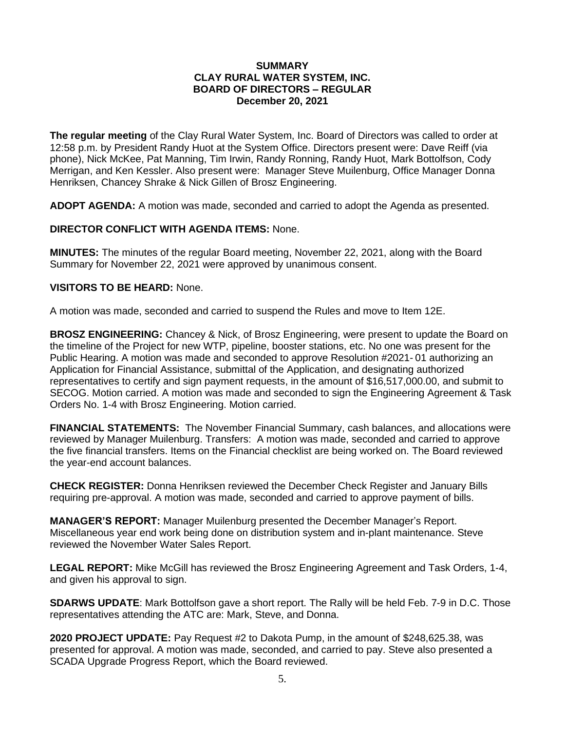**SUMMARY**
**CLAY RURAL WATER SYSTEM, INC.**
**BOARD OF DIRECTORS – REGULAR**
**December 20, 2021**

**The regular meeting** of the Clay Rural Water System, Inc. Board of Directors was called to order at 12:58 p.m. by President Randy Huot at the System Office. Directors present were: Dave Reiff (via phone), Nick McKee, Pat Manning, Tim Irwin, Randy Ronning, Randy Huot, Mark Bottolfson, Cody Merrigan, and Ken Kessler. Also present were: Manager Steve Muilenburg, Office Manager Donna Henriksen, Chancey Shrake & Nick Gillen of Brosz Engineering.

**ADOPT AGENDA:** A motion was made, seconded and carried to adopt the Agenda as presented.

**DIRECTOR CONFLICT WITH AGENDA ITEMS:** None.

**MINUTES:** The minutes of the regular Board meeting, November 22, 2021, along with the Board Summary for November 22, 2021 were approved by unanimous consent.

**VISITORS TO BE HEARD:** None.

A motion was made, seconded and carried to suspend the Rules and move to Item 12E.

**BROSZ ENGINEERING:** Chancey & Nick, of Brosz Engineering, were present to update the Board on the timeline of the Project for new WTP, pipeline, booster stations, etc. No one was present for the Public Hearing. A motion was made and seconded to approve Resolution #2021- 01 authorizing an Application for Financial Assistance, submittal of the Application, and designating authorized representatives to certify and sign payment requests, in the amount of $16,517,000.00, and submit to SECOG. Motion carried. A motion was made and seconded to sign the Engineering Agreement & Task Orders No. 1-4 with Brosz Engineering. Motion carried.

**FINANCIAL STATEMENTS:** The November Financial Summary, cash balances, and allocations were reviewed by Manager Muilenburg. Transfers: A motion was made, seconded and carried to approve the five financial transfers. Items on the Financial checklist are being worked on. The Board reviewed the year-end account balances.

**CHECK REGISTER:** Donna Henriksen reviewed the December Check Register and January Bills requiring pre-approval. A motion was made, seconded and carried to approve payment of bills.

**MANAGER'S REPORT:** Manager Muilenburg presented the December Manager's Report. Miscellaneous year end work being done on distribution system and in-plant maintenance. Steve reviewed the November Water Sales Report.

**LEGAL REPORT:** Mike McGill has reviewed the Brosz Engineering Agreement and Task Orders, 1-4, and given his approval to sign.

**SDARWS UPDATE**: Mark Bottolfson gave a short report. The Rally will be held Feb. 7-9 in D.C. Those representatives attending the ATC are: Mark, Steve, and Donna.

**2020 PROJECT UPDATE:** Pay Request #2 to Dakota Pump, in the amount of $248,625.38, was presented for approval. A motion was made, seconded, and carried to pay. Steve also presented a SCADA Upgrade Progress Report, which the Board reviewed.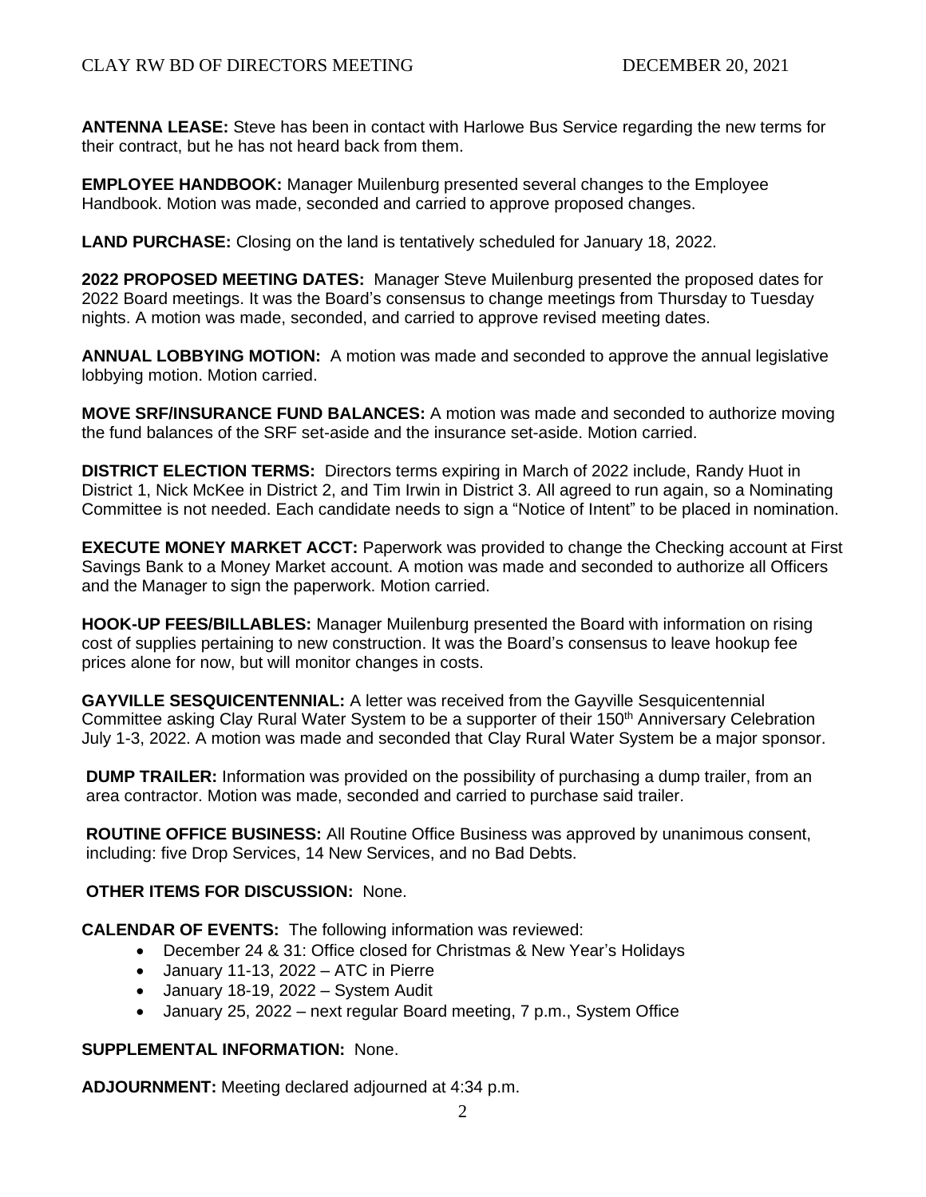**ANTENNA LEASE:** Steve has been in contact with Harlowe Bus Service regarding the new terms for their contract, but he has not heard back from them.

**EMPLOYEE HANDBOOK:** Manager Muilenburg presented several changes to the Employee Handbook. Motion was made, seconded and carried to approve proposed changes.

**LAND PURCHASE:** Closing on the land is tentatively scheduled for January 18, 2022.

**2022 PROPOSED MEETING DATES:** Manager Steve Muilenburg presented the proposed dates for 2022 Board meetings. It was the Board's consensus to change meetings from Thursday to Tuesday nights. A motion was made, seconded, and carried to approve revised meeting dates.

**ANNUAL LOBBYING MOTION:** A motion was made and seconded to approve the annual legislative lobbying motion. Motion carried.

**MOVE SRF/INSURANCE FUND BALANCES:** A motion was made and seconded to authorize moving the fund balances of the SRF set-aside and the insurance set-aside. Motion carried.

**DISTRICT ELECTION TERMS:** Directors terms expiring in March of 2022 include, Randy Huot in District 1, Nick McKee in District 2, and Tim Irwin in District 3. All agreed to run again, so a Nominating Committee is not needed. Each candidate needs to sign a "Notice of Intent" to be placed in nomination.

**EXECUTE MONEY MARKET ACCT:** Paperwork was provided to change the Checking account at First Savings Bank to a Money Market account. A motion was made and seconded to authorize all Officers and the Manager to sign the paperwork. Motion carried.

**HOOK-UP FEES/BILLABLES:** Manager Muilenburg presented the Board with information on rising cost of supplies pertaining to new construction. It was the Board's consensus to leave hookup fee prices alone for now, but will monitor changes in costs.

**GAYVILLE SESQUICENTENNIAL:** A letter was received from the Gayville Sesquicentennial Committee asking Clay Rural Water System to be a supporter of their 150th Anniversary Celebration July 1-3, 2022. A motion was made and seconded that Clay Rural Water System be a major sponsor.

**DUMP TRAILER:** Information was provided on the possibility of purchasing a dump trailer, from an area contractor. Motion was made, seconded and carried to purchase said trailer.

**ROUTINE OFFICE BUSINESS:** All Routine Office Business was approved by unanimous consent, including: five Drop Services, 14 New Services, and no Bad Debts.

**OTHER ITEMS FOR DISCUSSION:** None.

**CALENDAR OF EVENTS:** The following information was reviewed:

- December 24 & 31: Office closed for Christmas & New Year's Holidays
- January 11-13, 2022 – ATC in Pierre
- January 18-19, 2022 – System Audit
- January 25, 2022 – next regular Board meeting, 7 p.m., System Office

**SUPPLEMENTAL INFORMATION:** None.

**ADJOURNMENT:** Meeting declared adjourned at 4:34 p.m.